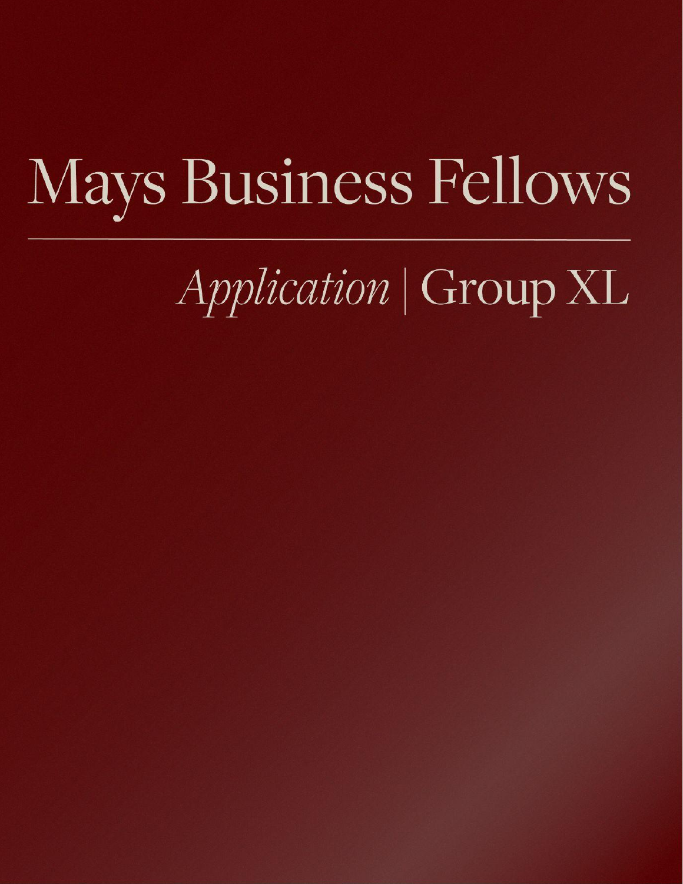# Mays Business Fellows

---

## *Application* | Group XL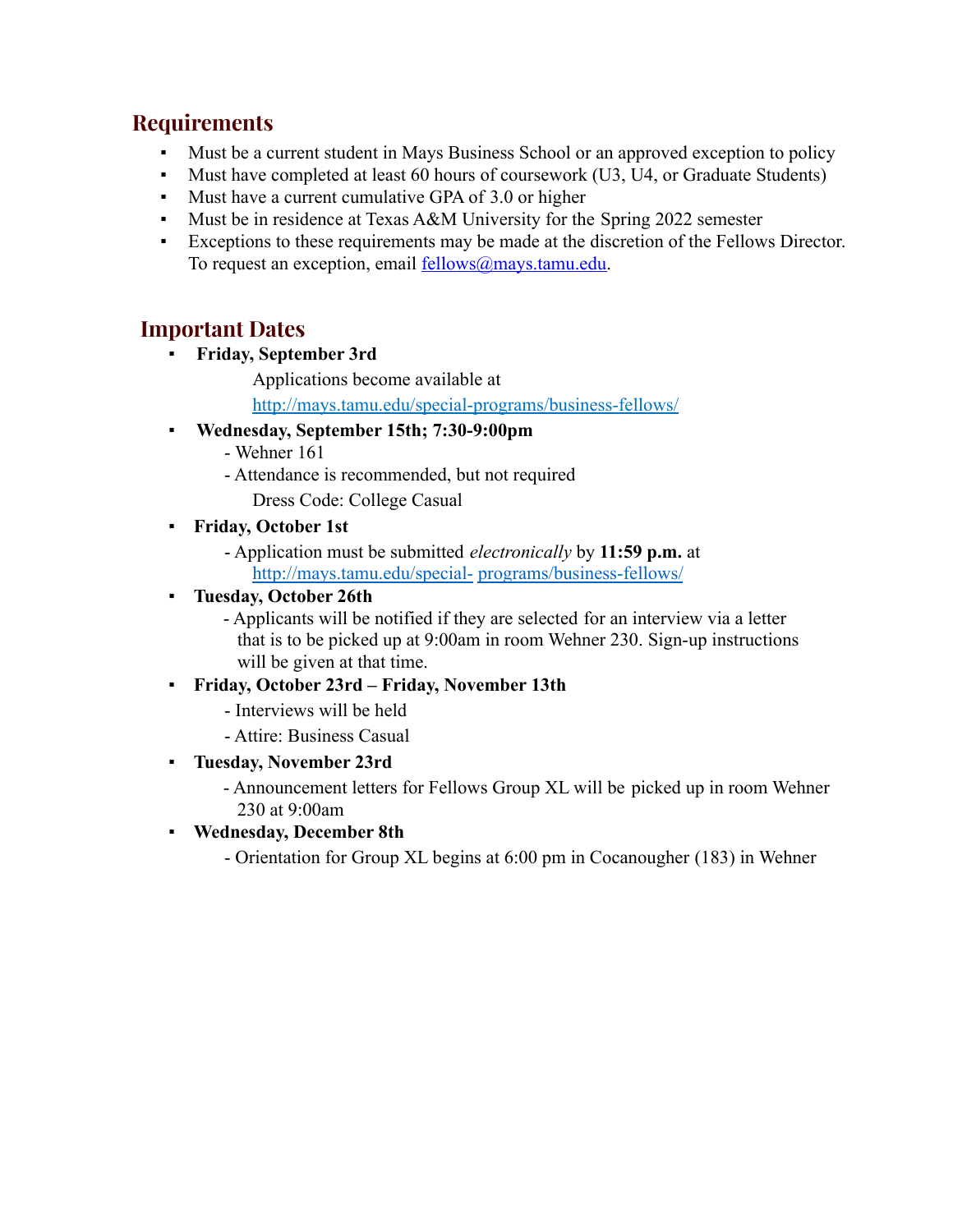## Requirements

- Must be a current student in Mays Business School or an approved exception to policy
- Must have completed at least 60 hours of coursework (U3, U4, or Graduate Students)
- Must have a current cumulative GPA of 3.0 or higher
- Must be in residence at Texas A&M University for the Spring 2022 semester
- Exceptions to these requirements may be made at the discretion of the Fellows Director. To request an exception, email [fellows@mays.tamu.edu](mailto:fellows@mays.tamu.edu).

## Important Dates

- **Friday, September 3rd**

  Applications become available at [http://mays.tamu.edu/special-programs/business-fellows/](http://mays.tamu.edu/special-programs/business-fellows/)

- **Wednesday, September 15th; 7:30-9:00pm**
  - Wehner 161
  - Attendance is recommended, but not required

  Dress Code: College Casual

- **Friday, October 1st**
  - Application must be submitted *electronically* by **11:59 p.m.** at [http://mays.tamu.edu/special- programs/business-fellows/](http://mays.tamu.edu/special-programs/business-fellows/)

- **Tuesday, October 26th**
  - Applicants will be notified if they are selected for an interview via a letter that is to be picked up at 9:00am in room Wehner 230. Sign-up instructions will be given at that time.

- **Friday, October 23rd – Friday, November 13th**
  - Interviews will be held
  - Attire: Business Casual

- **Tuesday, November 23rd**
  - Announcement letters for Fellows Group XL will be picked up in room Wehner 230 at 9:00am

- **Wednesday, December 8th**
  - Orientation for Group XL begins at 6:00 pm in Cocanougher (183) in Wehner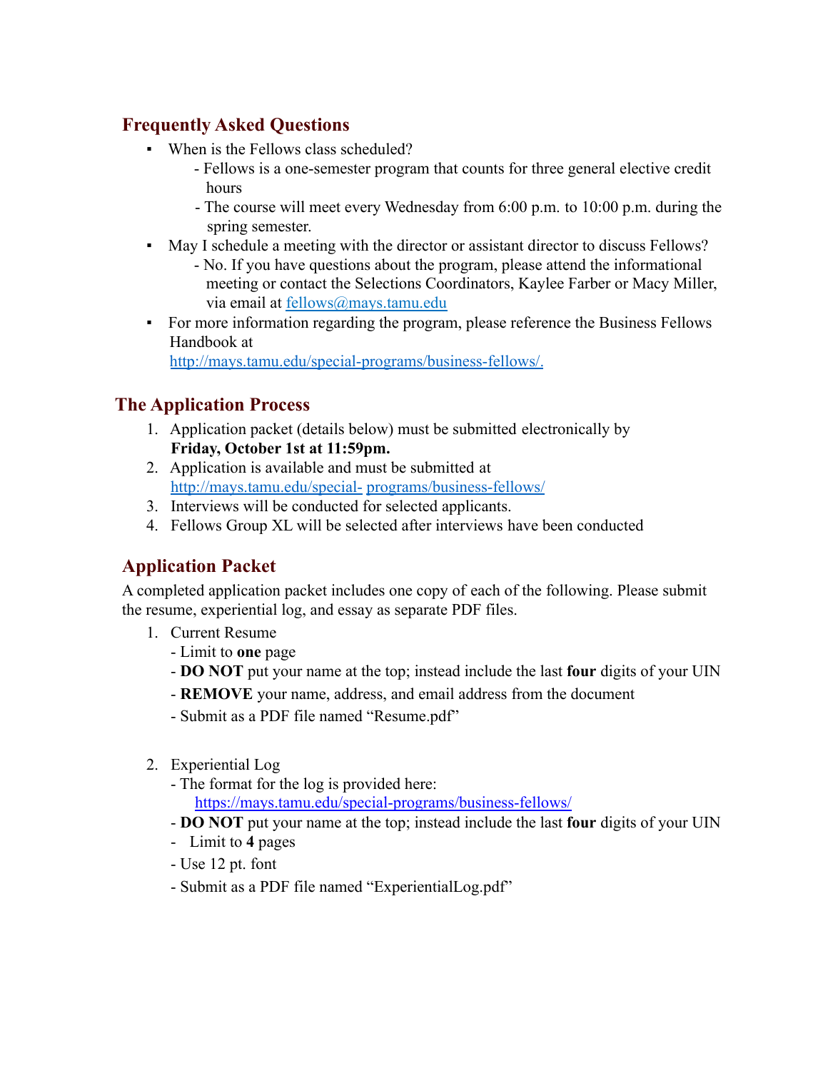## Frequently Asked Questions

- When is the Fellows class scheduled?
  - Fellows is a one-semester program that counts for three general elective credit hours
  - The course will meet every Wednesday from 6:00 p.m. to 10:00 p.m. during the spring semester.
- May I schedule a meeting with the director or assistant director to discuss Fellows?
  - No. If you have questions about the program, please attend the informational meeting or contact the Selections Coordinators, Kaylee Farber or Macy Miller, via email at fellows@mays.tamu.edu
- For more information regarding the program, please reference the Business Fellows Handbook at http://mays.tamu.edu/special-programs/business-fellows/.

## The Application Process

1. Application packet (details below) must be submitted electronically by **Friday, October 1st at 11:59pm.**
2. Application is available and must be submitted at http://mays.tamu.edu/special- programs/business-fellows/
3. Interviews will be conducted for selected applicants.
4. Fellows Group XL will be selected after interviews have been conducted

## Application Packet

A completed application packet includes one copy of each of the following. Please submit the resume, experiential log, and essay as separate PDF files.

1. Current Resume
   - Limit to **one** page
   - **DO NOT** put your name at the top; instead include the last **four** digits of your UIN
   - **REMOVE** your name, address, and email address from the document
   - Submit as a PDF file named "Resume.pdf"

2. Experiential Log
   - The format for the log is provided here: https://mays.tamu.edu/special-programs/business-fellows/
   - **DO NOT** put your name at the top; instead include the last **four** digits of your UIN
   - Limit to **4** pages
   - Use 12 pt. font
   - Submit as a PDF file named "ExperientialLog.pdf"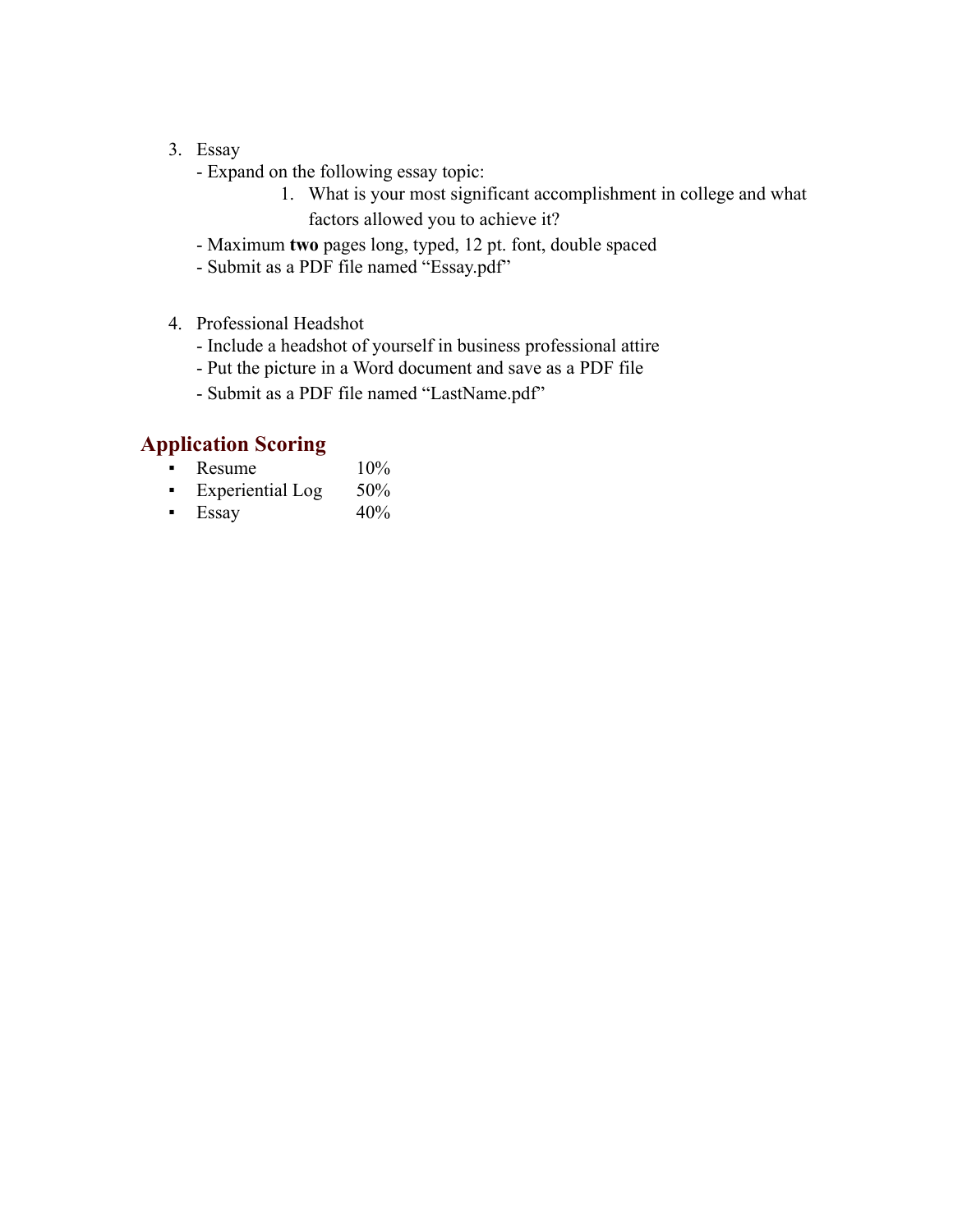3. Essay
   - Expand on the following essay topic:
     1. What is your most significant accomplishment in college and what factors allowed you to achieve it?
   - Maximum **two** pages long, typed, 12 pt. font, double spaced
   - Submit as a PDF file named “Essay.pdf”

4. Professional Headshot
   - Include a headshot of yourself in business professional attire
   - Put the picture in a Word document and save as a PDF file
   - Submit as a PDF file named “LastName.pdf”

## Application Scoring

- Resume 10%
- Experiential Log 50%
- Essay 40%